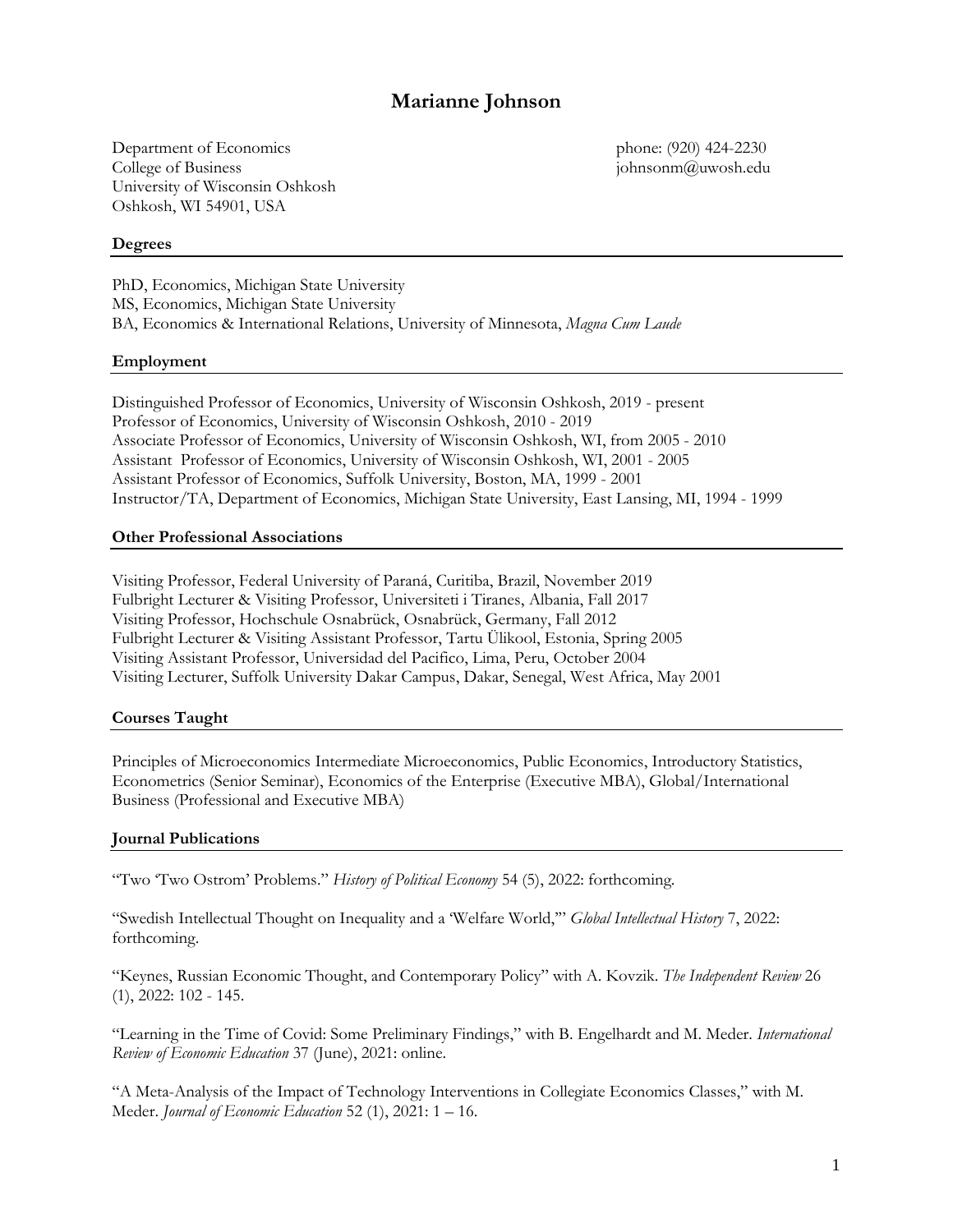# Marianne Johnson

Department of Economics
College of Business
University of Wisconsin Oshkosh
Oshkosh, WI 54901, USA

phone: (920) 424-2230
johnsonm@uwosh.edu

## Degrees

PhD, Economics, Michigan State University
MS, Economics, Michigan State University
BA, Economics & International Relations, University of Minnesota, *Magna Cum Laude*

## Employment

Distinguished Professor of Economics, University of Wisconsin Oshkosh, 2019 - present
Professor of Economics, University of Wisconsin Oshkosh, 2010 - 2019
Associate Professor of Economics, University of Wisconsin Oshkosh, WI, from 2005 - 2010
Assistant Professor of Economics, University of Wisconsin Oshkosh, WI, 2001 - 2005
Assistant Professor of Economics, Suffolk University, Boston, MA, 1999 - 2001
Instructor/TA, Department of Economics, Michigan State University, East Lansing, MI, 1994 - 1999

## Other Professional Associations

Visiting Professor, Federal University of Paraná, Curitiba, Brazil, November 2019
Fulbright Lecturer & Visiting Professor, Universiteti i Tiranes, Albania, Fall 2017
Visiting Professor, Hochschule Osnabrück, Osnabrück, Germany, Fall 2012
Fulbright Lecturer & Visiting Assistant Professor, Tartu Ülikool, Estonia, Spring 2005
Visiting Assistant Professor, Universidad del Pacifico, Lima, Peru, October 2004
Visiting Lecturer, Suffolk University Dakar Campus, Dakar, Senegal, West Africa, May 2001

## Courses Taught

Principles of Microeconomics Intermediate Microeconomics, Public Economics, Introductory Statistics, Econometrics (Senior Seminar), Economics of the Enterprise (Executive MBA), Global/International Business (Professional and Executive MBA)

## Journal Publications

"Two 'Two Ostrom' Problems." *History of Political Economy* 54 (5), 2022: forthcoming.

"Swedish Intellectual Thought on Inequality and a 'Welfare World,'" *Global Intellectual History* 7, 2022: forthcoming.

"Keynes, Russian Economic Thought, and Contemporary Policy" with A. Kovzik. *The Independent Review* 26 (1), 2022: 102 - 145.

"Learning in the Time of Covid: Some Preliminary Findings," with B. Engelhardt and M. Meder. *International Review of Economic Education* 37 (June), 2021: online.

"A Meta-Analysis of the Impact of Technology Interventions in Collegiate Economics Classes," with M. Meder. *Journal of Economic Education* 52 (1), 2021: 1 – 16.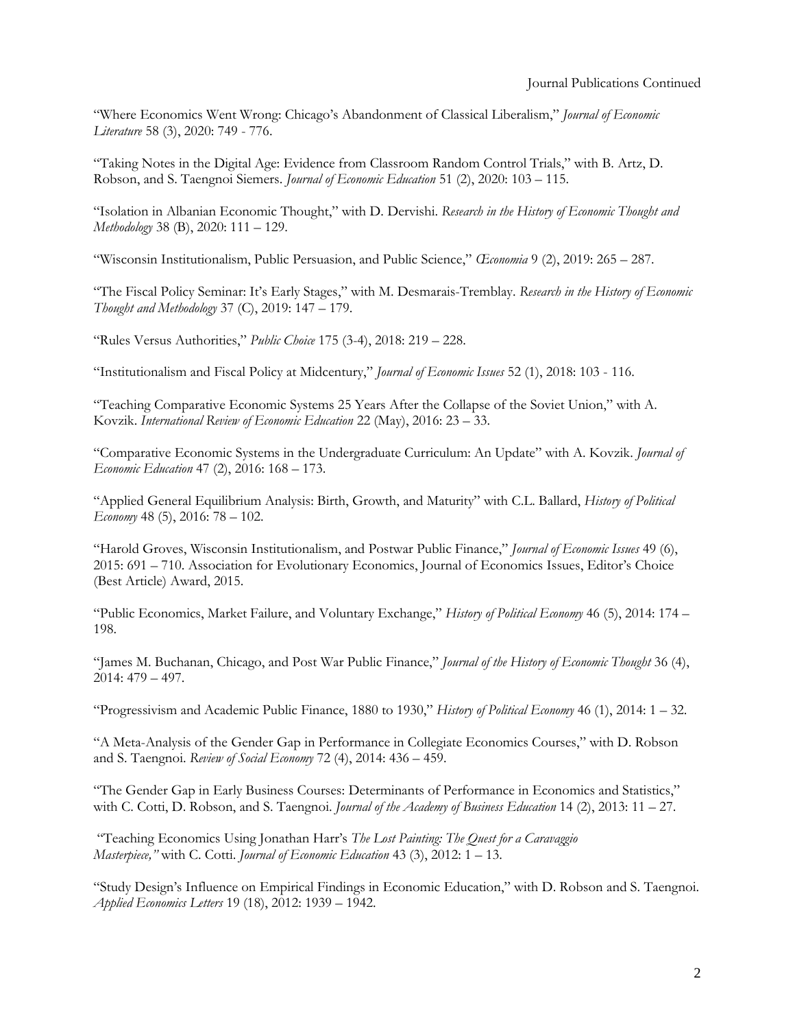"Where Economics Went Wrong: Chicago's Abandonment of Classical Liberalism," *Journal of Economic Literature* 58 (3), 2020: 749 - 776.

"Taking Notes in the Digital Age: Evidence from Classroom Random Control Trials," with B. Artz, D. Robson, and S. Taengnoi Siemers. *Journal of Economic Education* 51 (2), 2020: 103 – 115.

"Isolation in Albanian Economic Thought," with D. Dervishi. *Research in the History of Economic Thought and Methodology* 38 (B), 2020: 111 – 129.

"Wisconsin Institutionalism, Public Persuasion, and Public Science," *Œconomia* 9 (2), 2019: 265 – 287.

"The Fiscal Policy Seminar: It's Early Stages," with M. Desmarais-Tremblay. *Research in the History of Economic Thought and Methodology* 37 (C), 2019: 147 – 179.

"Rules Versus Authorities," *Public Choice* 175 (3-4), 2018: 219 – 228.

"Institutionalism and Fiscal Policy at Midcentury," *Journal of Economic Issues* 52 (1), 2018: 103 - 116.

"Teaching Comparative Economic Systems 25 Years After the Collapse of the Soviet Union," with A. Kovzik. *International Review of Economic Education* 22 (May), 2016: 23 – 33.

"Comparative Economic Systems in the Undergraduate Curriculum: An Update" with A. Kovzik. *Journal of Economic Education* 47 (2), 2016: 168 – 173.

"Applied General Equilibrium Analysis: Birth, Growth, and Maturity" with C.L. Ballard, *History of Political Economy* 48 (5), 2016: 78 – 102.

"Harold Groves, Wisconsin Institutionalism, and Postwar Public Finance," *Journal of Economic Issues* 49 (6), 2015: 691 – 710. Association for Evolutionary Economics, Journal of Economics Issues, Editor's Choice (Best Article) Award, 2015.

"Public Economics, Market Failure, and Voluntary Exchange," *History of Political Economy* 46 (5), 2014: 174 – 198.

"James M. Buchanan, Chicago, and Post War Public Finance," *Journal of the History of Economic Thought* 36 (4), 2014: 479 – 497.

"Progressivism and Academic Public Finance, 1880 to 1930," *History of Political Economy* 46 (1), 2014: 1 – 32.

"A Meta-Analysis of the Gender Gap in Performance in Collegiate Economics Courses," with D. Robson and S. Taengnoi. *Review of Social Economy* 72 (4), 2014: 436 – 459.

"The Gender Gap in Early Business Courses: Determinants of Performance in Economics and Statistics," with C. Cotti, D. Robson, and S. Taengnoi. *Journal of the Academy of Business Education* 14 (2), 2013: 11 – 27.

"Teaching Economics Using Jonathan Harr's *The Lost Painting: The Quest for a Caravaggio Masterpiece,"* with C. Cotti. *Journal of Economic Education* 43 (3), 2012: 1 – 13.

"Study Design's Influence on Empirical Findings in Economic Education," with D. Robson and S. Taengnoi. *Applied Economics Letters* 19 (18), 2012: 1939 – 1942.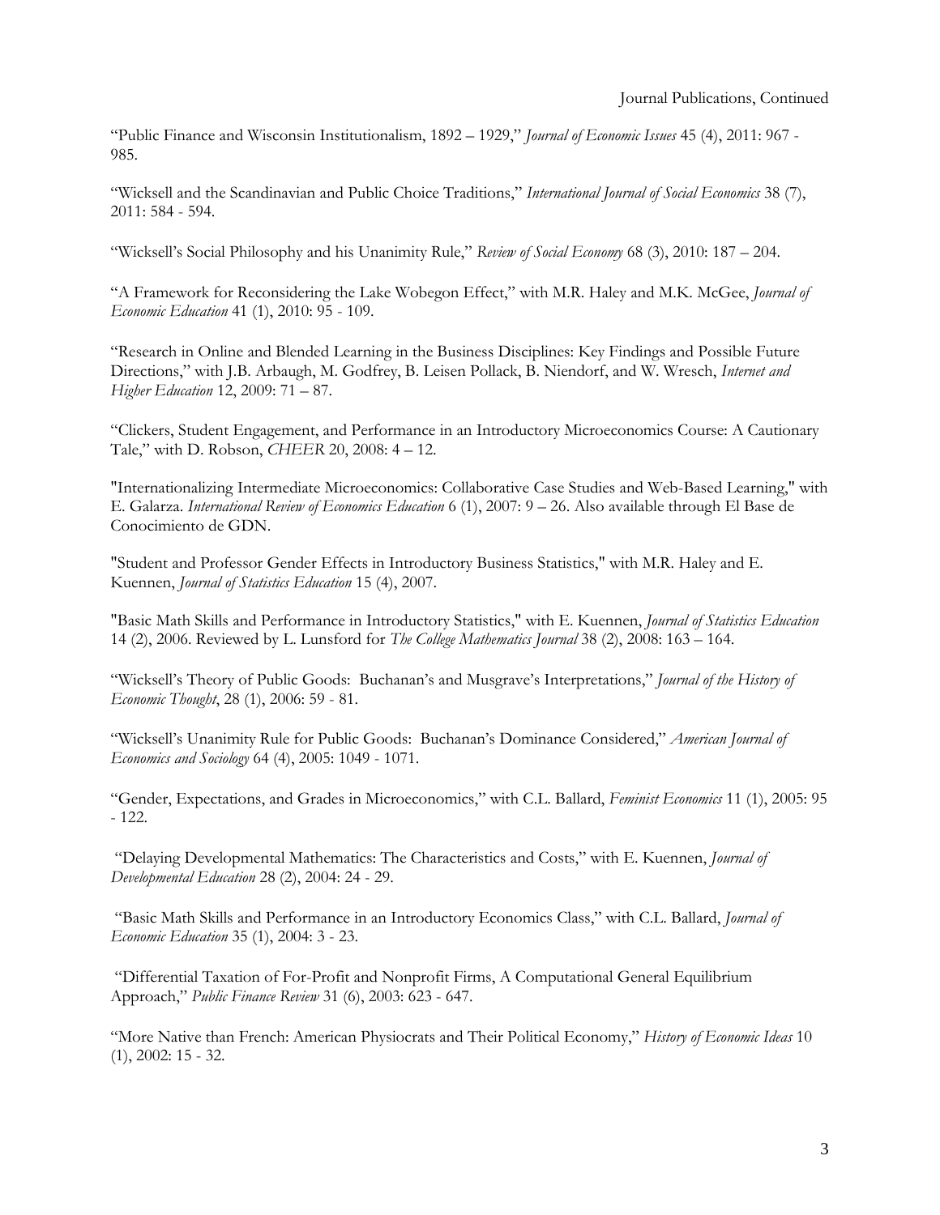Journal Publications, Continued

"Public Finance and Wisconsin Institutionalism, 1892 – 1929," *Journal of Economic Issues* 45 (4), 2011: 967 - 985.

"Wicksell and the Scandinavian and Public Choice Traditions," *International Journal of Social Economics* 38 (7), 2011: 584 - 594.

"Wicksell's Social Philosophy and his Unanimity Rule," *Review of Social Economy* 68 (3), 2010: 187 – 204.

"A Framework for Reconsidering the Lake Wobegon Effect," with M.R. Haley and M.K. McGee, *Journal of Economic Education* 41 (1), 2010: 95 - 109.

"Research in Online and Blended Learning in the Business Disciplines: Key Findings and Possible Future Directions," with J.B. Arbaugh, M. Godfrey, B. Leisen Pollack, B. Niendorf, and W. Wresch, *Internet and Higher Education* 12, 2009: 71 – 87.

"Clickers, Student Engagement, and Performance in an Introductory Microeconomics Course: A Cautionary Tale," with D. Robson, *CHEER* 20, 2008: 4 – 12.

"Internationalizing Intermediate Microeconomics: Collaborative Case Studies and Web-Based Learning," with E. Galarza. *International Review of Economics Education* 6 (1), 2007: 9 – 26. Also available through El Base de Conocimiento de GDN.

"Student and Professor Gender Effects in Introductory Business Statistics," with M.R. Haley and E. Kuennen, *Journal of Statistics Education* 15 (4), 2007.

"Basic Math Skills and Performance in Introductory Statistics," with E. Kuennen, *Journal of Statistics Education* 14 (2), 2006. Reviewed by L. Lunsford for *The College Mathematics Journal* 38 (2), 2008: 163 – 164.

"Wicksell's Theory of Public Goods: Buchanan's and Musgrave's Interpretations," *Journal of the History of Economic Thought*, 28 (1), 2006: 59 - 81.

"Wicksell's Unanimity Rule for Public Goods: Buchanan's Dominance Considered," *American Journal of Economics and Sociology* 64 (4), 2005: 1049 - 1071.

"Gender, Expectations, and Grades in Microeconomics," with C.L. Ballard, *Feminist Economics* 11 (1), 2005: 95 - 122.

"Delaying Developmental Mathematics: The Characteristics and Costs," with E. Kuennen, *Journal of Developmental Education* 28 (2), 2004: 24 - 29.

"Basic Math Skills and Performance in an Introductory Economics Class," with C.L. Ballard, *Journal of Economic Education* 35 (1), 2004: 3 - 23.

"Differential Taxation of For-Profit and Nonprofit Firms, A Computational General Equilibrium Approach," *Public Finance Review* 31 (6), 2003: 623 - 647.

"More Native than French: American Physiocrats and Their Political Economy," *History of Economic Ideas* 10 (1), 2002: 15 - 32.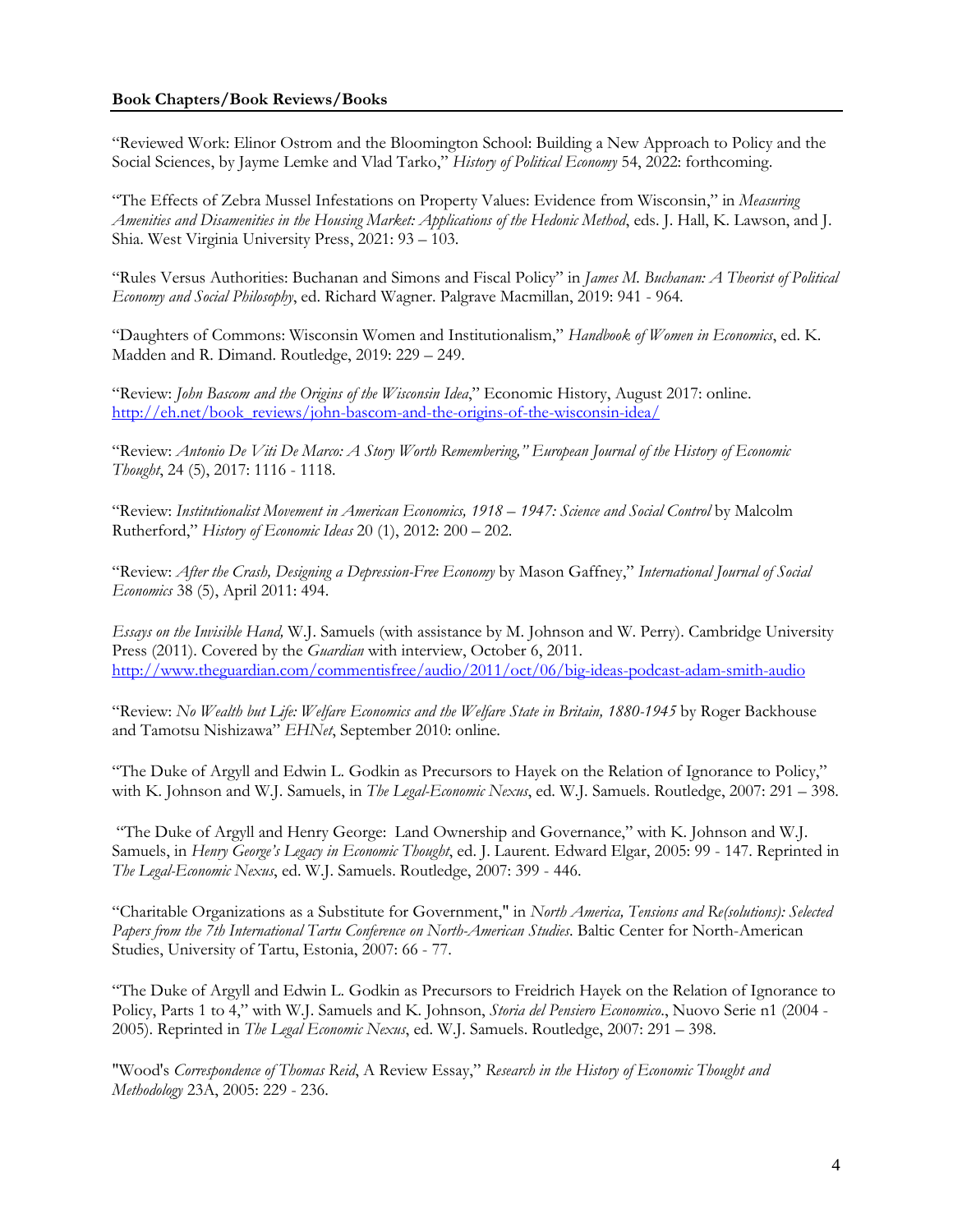**Book Chapters/Book Reviews/Books**

"Reviewed Work: Elinor Ostrom and the Bloomington School: Building a New Approach to Policy and the Social Sciences, by Jayme Lemke and Vlad Tarko," *History of Political Economy* 54, 2022: forthcoming.

"The Effects of Zebra Mussel Infestations on Property Values: Evidence from Wisconsin," in *Measuring Amenities and Disamenities in the Housing Market: Applications of the Hedonic Method*, eds. J. Hall, K. Lawson, and J. Shia. West Virginia University Press, 2021: 93 – 103.

"Rules Versus Authorities: Buchanan and Simons and Fiscal Policy" in *James M. Buchanan: A Theorist of Political Economy and Social Philosophy*, ed. Richard Wagner. Palgrave Macmillan, 2019: 941 - 964.

"Daughters of Commons: Wisconsin Women and Institutionalism," *Handbook of Women in Economics*, ed. K. Madden and R. Dimand. Routledge, 2019: 229 – 249.

"Review: *John Bascom and the Origins of the Wisconsin Idea*," Economic History, August 2017: online. http://eh.net/book_reviews/john-bascom-and-the-origins-of-the-wisconsin-idea/

"Review: *Antonio De Viti De Marco: A Story Worth Remembering," European Journal of the History of Economic Thought*, 24 (5), 2017: 1116 - 1118.

"Review: *Institutionalist Movement in American Economics, 1918 – 1947: Science and Social Control* by Malcolm Rutherford," *History of Economic Ideas* 20 (1), 2012: 200 – 202.

"Review: *After the Crash, Designing a Depression-Free Economy* by Mason Gaffney," *International Journal of Social Economics* 38 (5), April 2011: 494.

*Essays on the Invisible Hand,* W.J. Samuels (with assistance by M. Johnson and W. Perry). Cambridge University Press (2011). Covered by the *Guardian* with interview, October 6, 2011. http://www.theguardian.com/commentisfree/audio/2011/oct/06/big-ideas-podcast-adam-smith-audio

"Review: *No Wealth but Life: Welfare Economics and the Welfare State in Britain, 1880-1945* by Roger Backhouse and Tamotsu Nishizawa" *EHNet*, September 2010: online.

"The Duke of Argyll and Edwin L. Godkin as Precursors to Hayek on the Relation of Ignorance to Policy," with K. Johnson and W.J. Samuels, in *The Legal-Economic Nexus*, ed. W.J. Samuels. Routledge, 2007: 291 – 398.

"The Duke of Argyll and Henry George: Land Ownership and Governance," with K. Johnson and W.J. Samuels, in *Henry George's Legacy in Economic Thought*, ed. J. Laurent. Edward Elgar, 2005: 99 - 147. Reprinted in *The Legal-Economic Nexus*, ed. W.J. Samuels. Routledge, 2007: 399 - 446.

"Charitable Organizations as a Substitute for Government," in *North America, Tensions and Re(solutions): Selected Papers from the 7th International Tartu Conference on North-American Studies*. Baltic Center for North-American Studies, University of Tartu, Estonia, 2007: 66 - 77.

"The Duke of Argyll and Edwin L. Godkin as Precursors to Freidrich Hayek on the Relation of Ignorance to Policy, Parts 1 to 4," with W.J. Samuels and K. Johnson, *Storia del Pensiero Economico*., Nuovo Serie n1 (2004 - 2005). Reprinted in *The Legal Economic Nexus*, ed. W.J. Samuels. Routledge, 2007: 291 – 398.

"Wood's *Correspondence of Thomas Reid*, A Review Essay," *Research in the History of Economic Thought and Methodology* 23A, 2005: 229 - 236.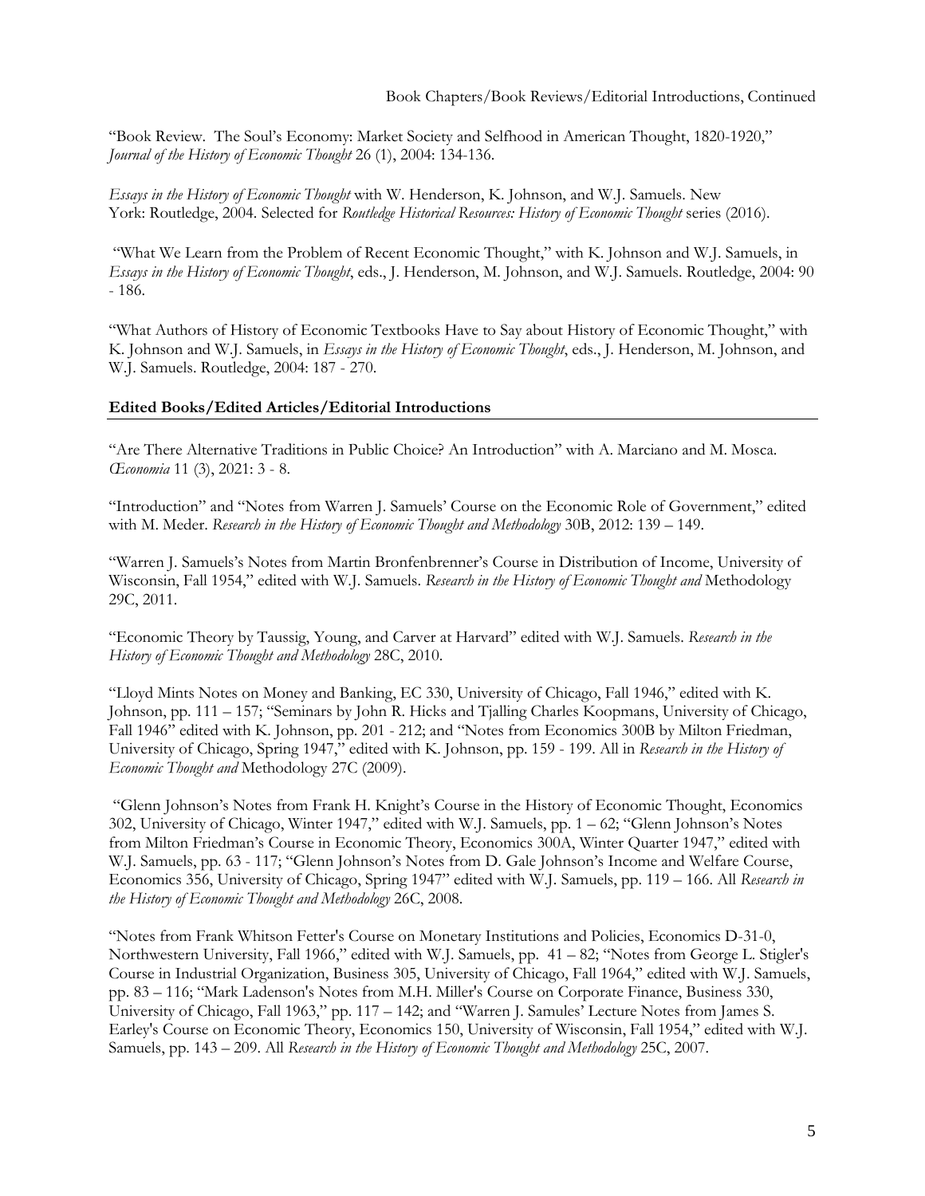Book Chapters/Book Reviews/Editorial Introductions, Continued

"Book Review. The Soul's Economy: Market Society and Selfhood in American Thought, 1820-1920," *Journal of the History of Economic Thought* 26 (1), 2004: 134-136.

*Essays in the History of Economic Thought* with W. Henderson, K. Johnson, and W.J. Samuels. New York: Routledge, 2004. Selected for *Routledge Historical Resources: History of Economic Thought* series (2016).

"What We Learn from the Problem of Recent Economic Thought," with K. Johnson and W.J. Samuels, in *Essays in the History of Economic Thought*, eds., J. Henderson, M. Johnson, and W.J. Samuels. Routledge, 2004: 90 - 186.

"What Authors of History of Economic Textbooks Have to Say about History of Economic Thought," with K. Johnson and W.J. Samuels, in *Essays in the History of Economic Thought*, eds., J. Henderson, M. Johnson, and W.J. Samuels. Routledge, 2004: 187 - 270.

**Edited Books/Edited Articles/Editorial Introductions**

"Are There Alternative Traditions in Public Choice? An Introduction" with A. Marciano and M. Mosca. *Œconomia* 11 (3), 2021: 3 - 8.

"Introduction" and "Notes from Warren J. Samuels' Course on the Economic Role of Government," edited with M. Meder. *Research in the History of Economic Thought and Methodology* 30B, 2012: 139 – 149.

"Warren J. Samuels's Notes from Martin Bronfenbrenner's Course in Distribution of Income, University of Wisconsin, Fall 1954," edited with W.J. Samuels. *Research in the History of Economic Thought and* Methodology 29C, 2011.

"Economic Theory by Taussig, Young, and Carver at Harvard" edited with W.J. Samuels. *Research in the History of Economic Thought and Methodology* 28C, 2010.

"Lloyd Mints Notes on Money and Banking, EC 330, University of Chicago, Fall 1946," edited with K. Johnson, pp. 111 – 157; "Seminars by John R. Hicks and Tjalling Charles Koopmans, University of Chicago, Fall 1946" edited with K. Johnson, pp. 201 - 212; and "Notes from Economics 300B by Milton Friedman, University of Chicago, Spring 1947," edited with K. Johnson, pp. 159 - 199. All in *Research in the History of Economic Thought and* Methodology 27C (2009).

"Glenn Johnson's Notes from Frank H. Knight's Course in the History of Economic Thought, Economics 302, University of Chicago, Winter 1947," edited with W.J. Samuels, pp. 1 – 62; "Glenn Johnson's Notes from Milton Friedman's Course in Economic Theory, Economics 300A, Winter Quarter 1947," edited with W.J. Samuels, pp. 63 - 117; "Glenn Johnson's Notes from D. Gale Johnson's Income and Welfare Course, Economics 356, University of Chicago, Spring 1947" edited with W.J. Samuels, pp. 119 – 166. All *Research in the History of Economic Thought and Methodology* 26C, 2008.

"Notes from Frank Whitson Fetter's Course on Monetary Institutions and Policies, Economics D-31-0, Northwestern University, Fall 1966," edited with W.J. Samuels, pp. 41 – 82; "Notes from George L. Stigler's Course in Industrial Organization, Business 305, University of Chicago, Fall 1964," edited with W.J. Samuels, pp. 83 – 116; "Mark Ladenson's Notes from M.H. Miller's Course on Corporate Finance, Business 330, University of Chicago, Fall 1963," pp. 117 – 142; and "Warren J. Samules' Lecture Notes from James S. Earley's Course on Economic Theory, Economics 150, University of Wisconsin, Fall 1954," edited with W.J. Samuels, pp. 143 – 209. All *Research in the History of Economic Thought and Methodology* 25C, 2007.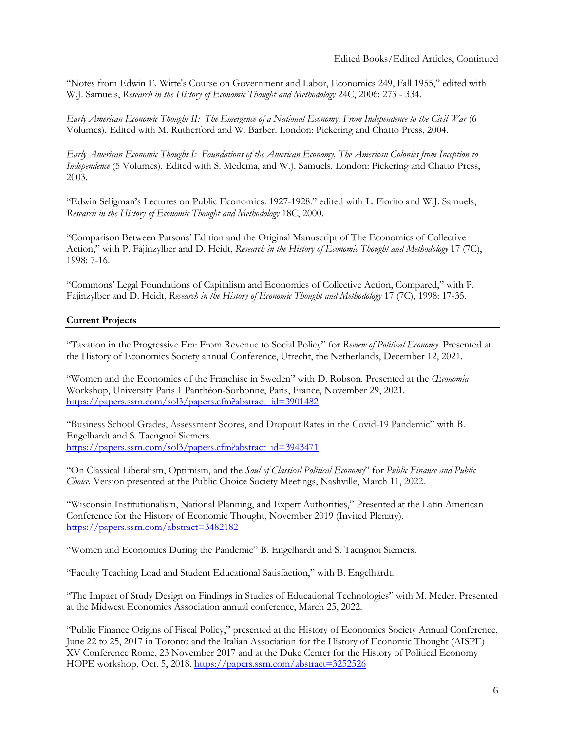Edited Books/Edited Articles, Continued

"Notes from Edwin E. Witte's Course on Government and Labor, Economics 249, Fall 1955," edited with W.J. Samuels, *Research in the History of Economic Thought and Methodology* 24C, 2006: 273 - 334.

*Early American Economic Thought II: The Emergence of a National Economy, From Independence to the Civil War* (6 Volumes). Edited with M. Rutherford and W. Barber. London: Pickering and Chatto Press, 2004.

*Early American Economic Thought I: Foundations of the American Economy, The American Colonies from Inception to Independence* (5 Volumes). Edited with S. Medema, and W.J. Samuels. London: Pickering and Chatto Press, 2003.

"Edwin Seligman's Lectures on Public Economics: 1927-1928." edited with L. Fiorito and W.J. Samuels, *Research in the History of Economic Thought and Methodology* 18C, 2000.

"Comparison Between Parsons' Edition and the Original Manuscript of The Economics of Collective Action," with P. Fajinzylber and D. Heidt, *Research in the History of Economic Thought and Methodology* 17 (7C), 1998: 7-16.

"Commons' Legal Foundations of Capitalism and Economics of Collective Action, Compared," with P. Fajinzylber and D. Heidt, *Research in the History of Economic Thought and Methodology* 17 (7C), 1998: 17-35.

## Current Projects

"Taxation in the Progressive Era: From Revenue to Social Policy" for *Review of Political Economy*. Presented at the History of Economics Society annual Conference, Utrecht, the Netherlands, December 12, 2021.

"Women and the Economics of the Franchise in Sweden" with D. Robson. Presented at the *Œconomia* Workshop, University Paris 1 Panthéon-Sorbonne, Paris, France, November 29, 2021. https://papers.ssrn.com/sol3/papers.cfm?abstract_id=3901482

"Business School Grades, Assessment Scores, and Dropout Rates in the Covid-19 Pandemic" with B. Engelhardt and S. Taengnoi Siemers. https://papers.ssrn.com/sol3/papers.cfm?abstract_id=3943471

"On Classical Liberalism, Optimism, and the *Soul of Classical Political Economy*" for *Public Finance and Public Choice*. Version presented at the Public Choice Society Meetings, Nashville, March 11, 2022.

"Wisconsin Institutionalism, National Planning, and Expert Authorities," Presented at the Latin American Conference for the History of Economic Thought, November 2019 (Invited Plenary). https://papers.ssrn.com/abstract=3482182

"Women and Economics During the Pandemic" B. Engelhardt and S. Taengnoi Siemers.

"Faculty Teaching Load and Student Educational Satisfaction," with B. Engelhardt.

"The Impact of Study Design on Findings in Studies of Educational Technologies" with M. Meder. Presented at the Midwest Economics Association annual conference, March 25, 2022.

"Public Finance Origins of Fiscal Policy," presented at the History of Economics Society Annual Conference, June 22 to 25, 2017 in Toronto and the Italian Association for the History of Economic Thought (AISPE) XV Conference Rome, 23 November 2017 and at the Duke Center for the History of Political Economy HOPE workshop, Oct. 5, 2018. https://papers.ssrn.com/abstract=3252526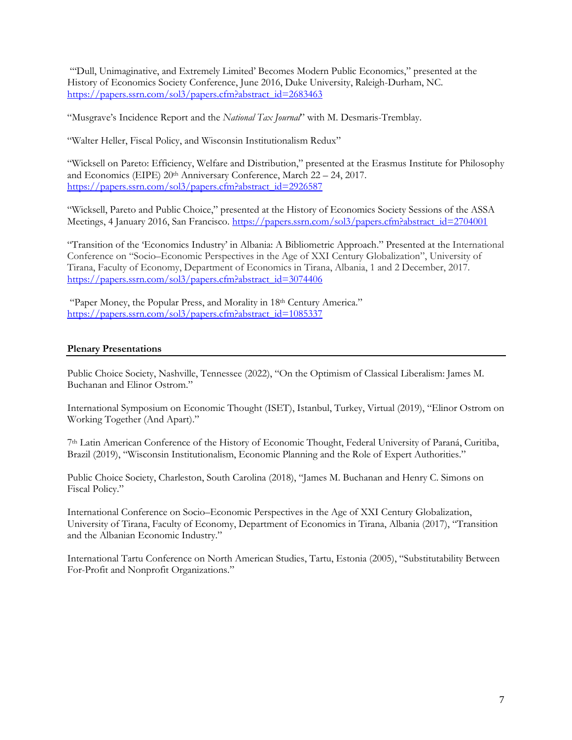"'Dull, Unimaginative, and Extremely Limited' Becomes Modern Public Economics," presented at the History of Economics Society Conference, June 2016, Duke University, Raleigh-Durham, NC. https://papers.ssrn.com/sol3/papers.cfm?abstract_id=2683463

"Musgrave's Incidence Report and the *National Tax Journal*" with M. Desmaris-Tremblay.

"Walter Heller, Fiscal Policy, and Wisconsin Institutionalism Redux"

"Wicksell on Pareto: Efficiency, Welfare and Distribution," presented at the Erasmus Institute for Philosophy and Economics (EIPE) 20th Anniversary Conference, March 22 – 24, 2017. https://papers.ssrn.com/sol3/papers.cfm?abstract_id=2926587

"Wicksell, Pareto and Public Choice," presented at the History of Economics Society Sessions of the ASSA Meetings, 4 January 2016, San Francisco. https://papers.ssrn.com/sol3/papers.cfm?abstract_id=2704001

"Transition of the 'Economics Industry' in Albania: A Bibliometric Approach." Presented at the International Conference on "Socio–Economic Perspectives in the Age of XXI Century Globalization", University of Tirana, Faculty of Economy, Department of Economics in Tirana, Albania, 1 and 2 December, 2017. https://papers.ssrn.com/sol3/papers.cfm?abstract_id=3074406

"Paper Money, the Popular Press, and Morality in 18th Century America." https://papers.ssrn.com/sol3/papers.cfm?abstract_id=1085337

## Plenary Presentations

Public Choice Society, Nashville, Tennessee (2022), "On the Optimism of Classical Liberalism: James M. Buchanan and Elinor Ostrom."

International Symposium on Economic Thought (ISET), Istanbul, Turkey, Virtual (2019), "Elinor Ostrom on Working Together (And Apart)."

7th Latin American Conference of the History of Economic Thought, Federal University of Paraná, Curitiba, Brazil (2019), "Wisconsin Institutionalism, Economic Planning and the Role of Expert Authorities."

Public Choice Society, Charleston, South Carolina (2018), "James M. Buchanan and Henry C. Simons on Fiscal Policy."

International Conference on Socio–Economic Perspectives in the Age of XXI Century Globalization, University of Tirana, Faculty of Economy, Department of Economics in Tirana, Albania (2017), "Transition and the Albanian Economic Industry."

International Tartu Conference on North American Studies, Tartu, Estonia (2005), "Substitutability Between For-Profit and Nonprofit Organizations."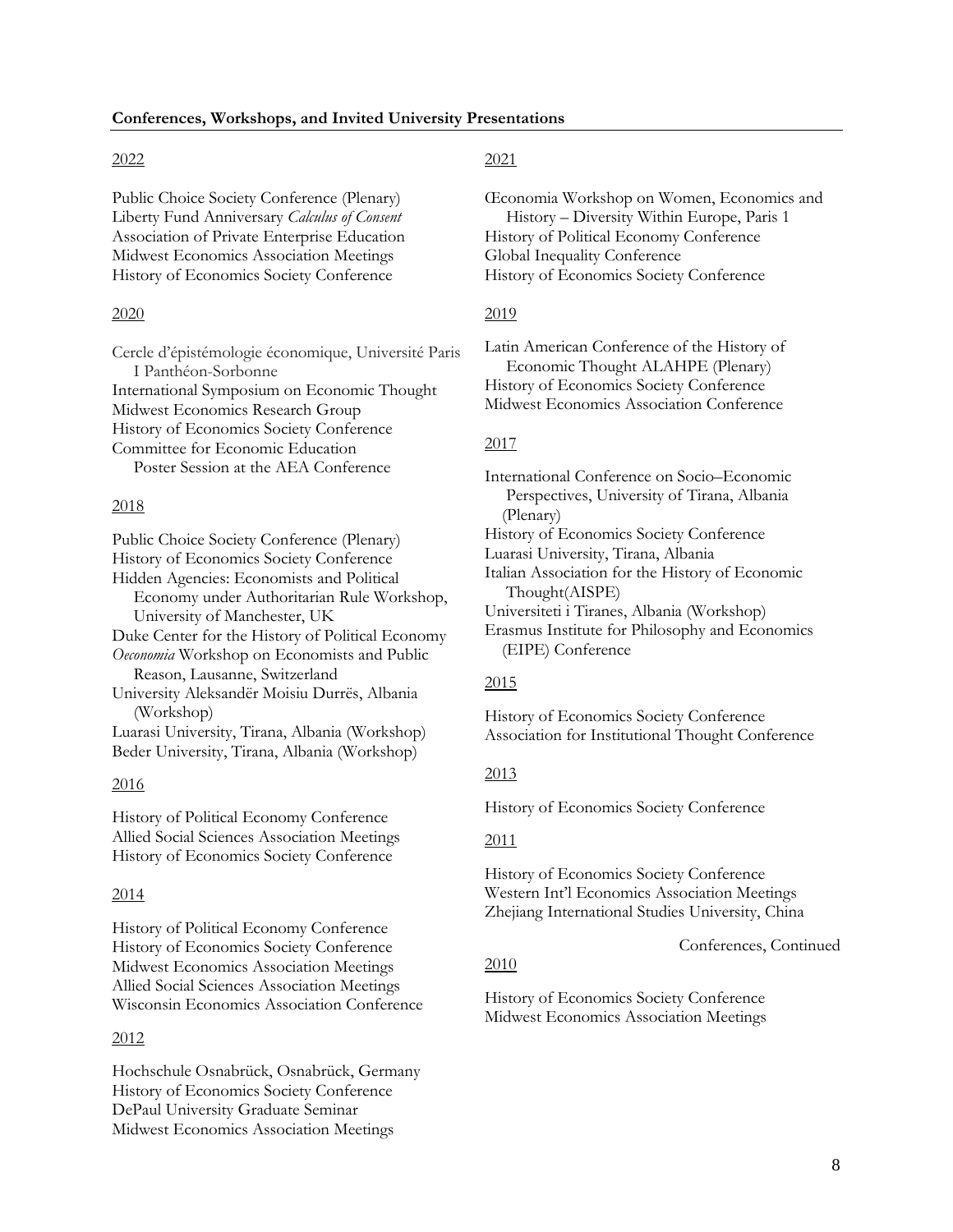**Conferences, Workshops, and Invited University Presentations**

2022

Public Choice Society Conference (Plenary)
Liberty Fund Anniversary *Calculus of Consent*
Association of Private Enterprise Education
Midwest Economics Association Meetings
History of Economics Society Conference

2020

Cercle d'épistémologie économique, Université Paris I Panthéon-Sorbonne
International Symposium on Economic Thought
Midwest Economics Research Group
History of Economics Society Conference
Committee for Economic Education Poster Session at the AEA Conference

2018

Public Choice Society Conference (Plenary)
History of Economics Society Conference
Hidden Agencies: Economists and Political Economy under Authoritarian Rule Workshop, University of Manchester, UK
Duke Center for the History of Political Economy
*Oeconomia* Workshop on Economists and Public Reason, Lausanne, Switzerland
University Aleksandër Moisiu Durrës, Albania (Workshop)
Luarasi University, Tirana, Albania (Workshop)
Beder University, Tirana, Albania (Workshop)

2016

History of Political Economy Conference
Allied Social Sciences Association Meetings
History of Economics Society Conference

2014

History of Political Economy Conference
History of Economics Society Conference
Midwest Economics Association Meetings
Allied Social Sciences Association Meetings
Wisconsin Economics Association Conference

2012

Hochschule Osnabrück, Osnabrück, Germany
History of Economics Society Conference
DePaul University Graduate Seminar
Midwest Economics Association Meetings

2021

Œconomia Workshop on Women, Economics and History – Diversity Within Europe, Paris 1
History of Political Economy Conference
Global Inequality Conference
History of Economics Society Conference

2019

Latin American Conference of the History of Economic Thought ALAHPE (Plenary)
History of Economics Society Conference
Midwest Economics Association Conference

2017

International Conference on Socio–Economic Perspectives, University of Tirana, Albania (Plenary)
History of Economics Society Conference
Luarasi University, Tirana, Albania
Italian Association for the History of Economic Thought(AISPE)
Universiteti i Tiranes, Albania (Workshop)
Erasmus Institute for Philosophy and Economics (EIPE) Conference

2015

History of Economics Society Conference
Association for Institutional Thought Conference

2013

History of Economics Society Conference

2011

History of Economics Society Conference
Western Int'l Economics Association Meetings
Zhejiang International Studies University, China

Conferences, Continued

2010

History of Economics Society Conference
Midwest Economics Association Meetings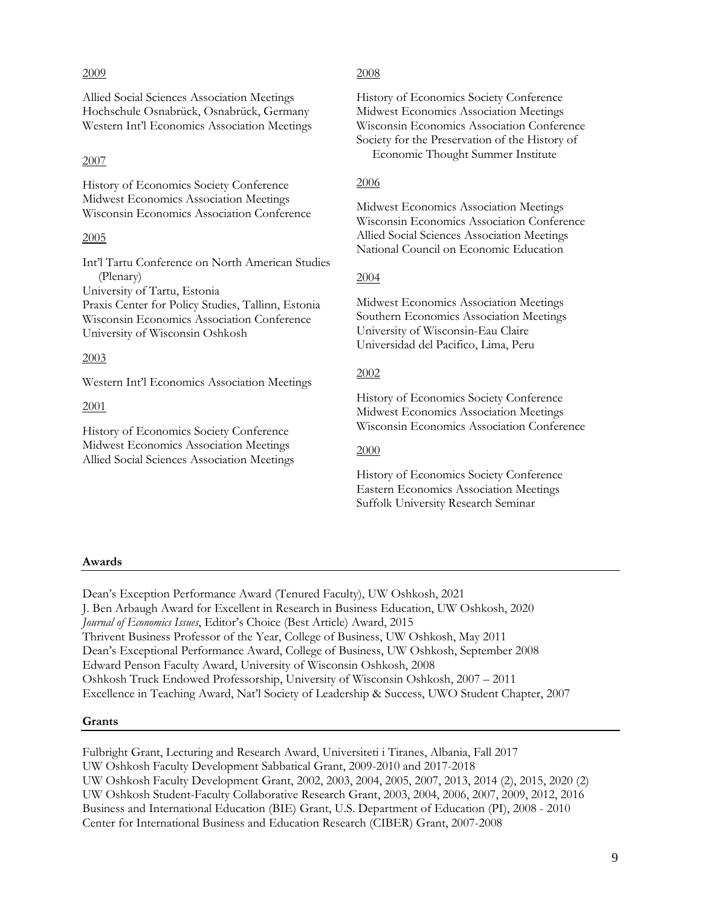2009

Allied Social Sciences Association Meetings
Hochschule Osnabrück, Osnabrück, Germany
Western Int'l Economics Association Meetings

2008

History of Economics Society Conference
Midwest Economics Association Meetings
Wisconsin Economics Association Conference
Society for the Preservation of the History of Economic Thought Summer Institute

2007

History of Economics Society Conference
Midwest Economics Association Meetings
Wisconsin Economics Association Conference

2006

Midwest Economics Association Meetings
Wisconsin Economics Association Conference
Allied Social Sciences Association Meetings
National Council on Economic Education

2005

Int'l Tartu Conference on North American Studies (Plenary)
University of Tartu, Estonia
Praxis Center for Policy Studies, Tallinn, Estonia
Wisconsin Economics Association Conference
University of Wisconsin Oshkosh

2004

Midwest Economics Association Meetings
Southern Economics Association Meetings
University of Wisconsin-Eau Claire
Universidad del Pacifico, Lima, Peru

2003

Western Int'l Economics Association Meetings

2002

History of Economics Society Conference
Midwest Economics Association Meetings
Wisconsin Economics Association Conference

2001

History of Economics Society Conference
Midwest Economics Association Meetings
Allied Social Sciences Association Meetings

2000

History of Economics Society Conference
Eastern Economics Association Meetings
Suffolk University Research Seminar

**Awards**

Dean's Exception Performance Award (Tenured Faculty), UW Oshkosh, 2021
J. Ben Arbaugh Award for Excellent in Research in Business Education, UW Oshkosh, 2020
*Journal of Economics Issues*, Editor's Choice (Best Article) Award, 2015
Thrivent Business Professor of the Year, College of Business, UW Oshkosh, May 2011
Dean's Exceptional Performance Award, College of Business, UW Oshkosh, September 2008
Edward Penson Faculty Award, University of Wisconsin Oshkosh, 2008
Oshkosh Truck Endowed Professorship, University of Wisconsin Oshkosh, 2007 – 2011
Excellence in Teaching Award, Nat'l Society of Leadership & Success, UWO Student Chapter, 2007

**Grants**

Fulbright Grant, Lecturing and Research Award, Universiteti i Tiranes, Albania, Fall 2017
UW Oshkosh Faculty Development Sabbatical Grant, 2009-2010 and 2017-2018
UW Oshkosh Faculty Development Grant, 2002, 2003, 2004, 2005, 2007, 2013, 2014 (2), 2015, 2020 (2)
UW Oshkosh Student-Faculty Collaborative Research Grant, 2003, 2004, 2006, 2007, 2009, 2012, 2016
Business and International Education (BIE) Grant, U.S. Department of Education (PI), 2008 - 2010
Center for International Business and Education Research (CIBER) Grant, 2007-2008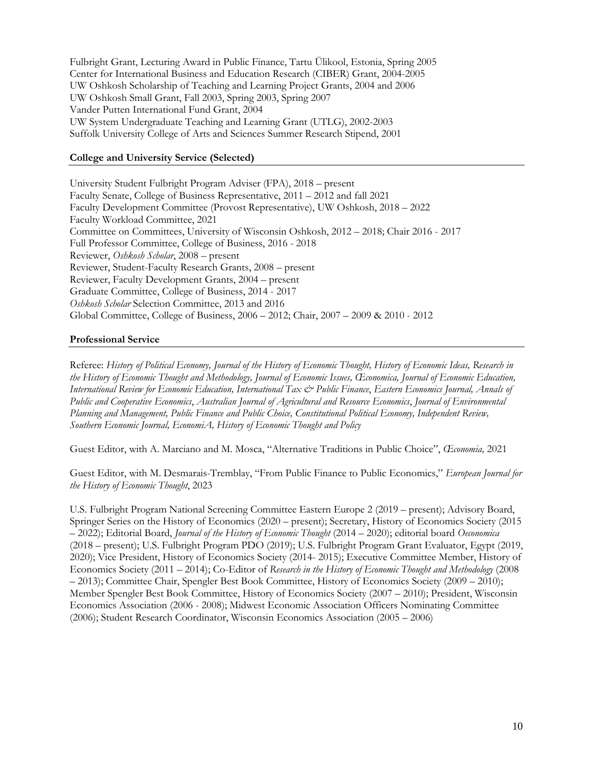Fulbright Grant, Lecturing Award in Public Finance, Tartu Ülikool, Estonia, Spring 2005
Center for International Business and Education Research (CIBER) Grant, 2004-2005
UW Oshkosh Scholarship of Teaching and Learning Project Grants, 2004 and 2006
UW Oshkosh Small Grant, Fall 2003, Spring 2003, Spring 2007
Vander Putten International Fund Grant, 2004
UW System Undergraduate Teaching and Learning Grant (UTLG), 2002-2003
Suffolk University College of Arts and Sciences Summer Research Stipend, 2001

## College and University Service (Selected)

University Student Fulbright Program Adviser (FPA), 2018 – present
Faculty Senate, College of Business Representative, 2011 – 2012 and fall 2021
Faculty Development Committee (Provost Representative), UW Oshkosh, 2018 – 2022
Faculty Workload Committee, 2021
Committee on Committees, University of Wisconsin Oshkosh, 2012 – 2018; Chair 2016 - 2017
Full Professor Committee, College of Business, 2016 - 2018
Reviewer, *Oshkosh Scholar*, 2008 – present
Reviewer, Student-Faculty Research Grants, 2008 – present
Reviewer, Faculty Development Grants, 2004 – present
Graduate Committee, College of Business, 2014 - 2017
*Oshkosh Scholar* Selection Committee, 2013 and 2016
Global Committee, College of Business, 2006 – 2012; Chair, 2007 – 2009 & 2010 - 2012

## Professional Service

Referee: *History of Political Economy, Journal of the History of Economic Thought, History of Economic Ideas, Research in the History of Economic Thought and Methodology, Journal of Economic Issues, Œconomica, Journal of Economic Education, International Review for Economic Education, International Tax & Public Finance*, *Eastern Economics Journal, Annals of Public and Cooperative Economics*, *Australian Journal of Agricultural and Resource Economics*, *Journal of Environmental Planning and Management, Public Finance and Public Choice, Constitutional Political Economy, Independent Review, Southern Economic Journal, EconomiA, History of Economic Thought and Policy*

Guest Editor, with A. Marciano and M. Mosca, "Alternative Traditions in Public Choice", *Œconomia,* 2021

Guest Editor, with M. Desmarais-Tremblay, "From Public Finance to Public Economics," *European Journal for the History of Economic Thought*, 2023

U.S. Fulbright Program National Screening Committee Eastern Europe 2 (2019 – present); Advisory Board, Springer Series on the History of Economics (2020 – present); Secretary, History of Economics Society (2015 – 2022); Editorial Board, *Journal of the History of Economic Thought* (2014 – 2020); editorial board *Oeconomica* (2018 – present); U.S. Fulbright Program PDO (2019); U.S. Fulbright Program Grant Evaluator, Egypt (2019, 2020); Vice President, History of Economics Society (2014- 2015); Executive Committee Member, History of Economics Society (2011 – 2014); Co-Editor of *Research in the History of Economic Thought and Methodology* (2008 – 2013); Committee Chair, Spengler Best Book Committee, History of Economics Society (2009 – 2010); Member Spengler Best Book Committee, History of Economics Society (2007 – 2010); President, Wisconsin Economics Association (2006 - 2008); Midwest Economic Association Officers Nominating Committee (2006); Student Research Coordinator, Wisconsin Economics Association (2005 – 2006)